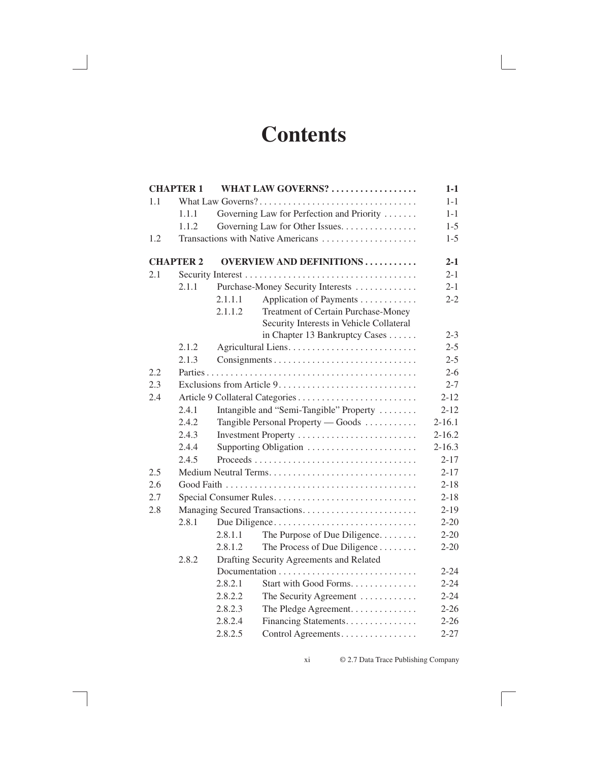# Contents

| | | | | |
|---|---|---|---|---|
| **CHAPTER 1** | | **WHAT LAW GOVERNS?** | | **1-1** |
| 1.1 | What Law Governs? | | | 1-1 |
| | 1.1.1 | Governing Law for Perfection and Priority | | 1-1 |
| | 1.1.2 | Governing Law for Other Issues | | 1-5 |
| 1.2 | Transactions with Native Americans | | | 1-5 |
| **CHAPTER 2** | | **OVERVIEW AND DEFINITIONS** | | **2-1** |
| 2.1 | Security Interest | | | 2-1 |
| | 2.1.1 | Purchase-Money Security Interests | | 2-1 |
| | | 2.1.1.1 | Application of Payments | 2-2 |
| | | 2.1.1.2 | Treatment of Certain Purchase-Money Security Interests in Vehicle Collateral in Chapter 13 Bankruptcy Cases | 2-3 |
| | 2.1.2 | Agricultural Liens | | 2-5 |
| | 2.1.3 | Consignments | | 2-5 |
| 2.2 | Parties | | | 2-6 |
| 2.3 | Exclusions from Article 9 | | | 2-7 |
| 2.4 | Article 9 Collateral Categories | | | 2-12 |
| | 2.4.1 | Intangible and “Semi-Tangible” Property | | 2-12 |
| | 2.4.2 | Tangible Personal Property — Goods | | 2-16.1 |
| | 2.4.3 | Investment Property | | 2-16.2 |
| | 2.4.4 | Supporting Obligation | | 2-16.3 |
| | 2.4.5 | Proceeds | | 2-17 |
| 2.5 | Medium Neutral Terms | | | 2-17 |
| 2.6 | Good Faith | | | 2-18 |
| 2.7 | Special Consumer Rules | | | 2-18 |
| 2.8 | Managing Secured Transactions | | | 2-19 |
| | 2.8.1 | Due Diligence | | 2-20 |
| | | 2.8.1.1 | The Purpose of Due Diligence | 2-20 |
| | | 2.8.1.2 | The Process of Due Diligence | 2-20 |
| | 2.8.2 | Drafting Security Agreements and Related Documentation | | 2-24 |
| | | 2.8.2.1 | Start with Good Forms | 2-24 |
| | | 2.8.2.2 | The Security Agreement | 2-24 |
| | | 2.8.2.3 | The Pledge Agreement | 2-26 |
| | | 2.8.2.4 | Financing Statements | 2-26 |
| | | 2.8.2.5 | Control Agreements | 2-27 |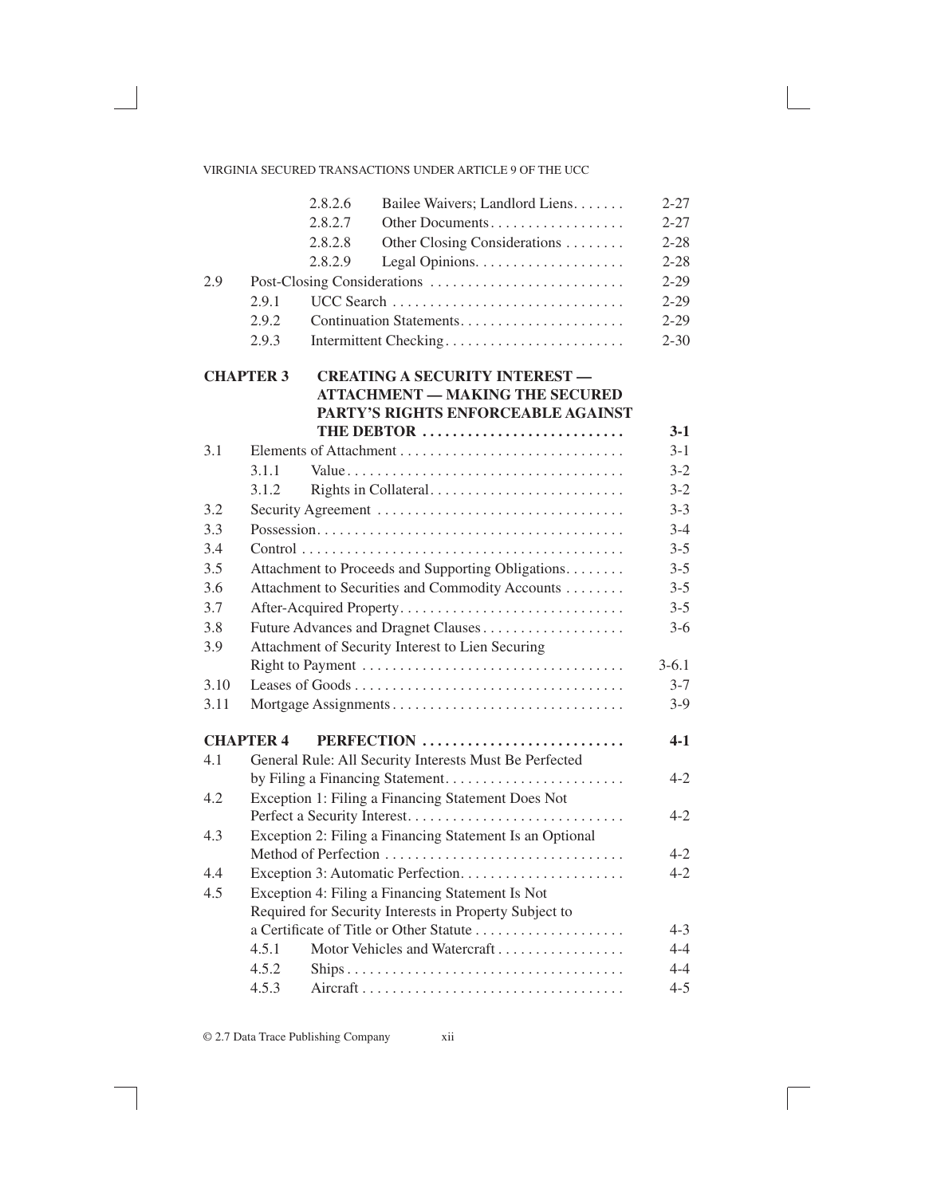| | | | |
|---|---|---|---|
| | 2.8.2.6 | Bailee Waivers; Landlord Liens | 2-27 |
| | 2.8.2.7 | Other Documents | 2-27 |
| | 2.8.2.8 | Other Closing Considerations | 2-28 |
| | 2.8.2.9 | Legal Opinions | 2-28 |
| 2.9 | Post-Closing Considerations | | 2-29 |
| | 2.9.1 | UCC Search | 2-29 |
| | 2.9.2 | Continuation Statements | 2-29 |
| | 2.9.3 | Intermittent Checking | 2-30 |

**CHAPTER 3 CREATING A SECURITY INTEREST — ATTACHMENT — MAKING THE SECURED PARTY'S RIGHTS ENFORCEABLE AGAINST THE DEBTOR** .......... **3-1**

| | | | |
|---|---|---|---|
| 3.1 | Elements of Attachment | | 3-1 |
| | 3.1.1 | Value | 3-2 |
| | 3.1.2 | Rights in Collateral | 3-2 |
| 3.2 | Security Agreement | | 3-3 |
| 3.3 | Possession | | 3-4 |
| 3.4 | Control | | 3-5 |
| 3.5 | Attachment to Proceeds and Supporting Obligations | | 3-5 |
| 3.6 | Attachment to Securities and Commodity Accounts | | 3-5 |
| 3.7 | After-Acquired Property | | 3-5 |
| 3.8 | Future Advances and Dragnet Clauses | | 3-6 |
| 3.9 | Attachment of Security Interest to Lien Securing Right to Payment | | 3-6.1 |
| 3.10 | Leases of Goods | | 3-7 |
| 3.11 | Mortgage Assignments | | 3-9 |

**CHAPTER 4 PERFECTION** .......... **4-1**

| | | | |
|---|---|---|---|
| 4.1 | General Rule: All Security Interests Must Be Perfected by Filing a Financing Statement | | 4-2 |
| 4.2 | Exception 1: Filing a Financing Statement Does Not Perfect a Security Interest | | 4-2 |
| 4.3 | Exception 2: Filing a Financing Statement Is an Optional Method of Perfection | | 4-2 |
| 4.4 | Exception 3: Automatic Perfection | | 4-2 |
| 4.5 | Exception 4: Filing a Financing Statement Is Not Required for Security Interests in Property Subject to a Certificate of Title or Other Statute | | 4-3 |
| | 4.5.1 | Motor Vehicles and Watercraft | 4-4 |
| | 4.5.2 | Ships | 4-4 |
| | 4.5.3 | Aircraft | 4-5 |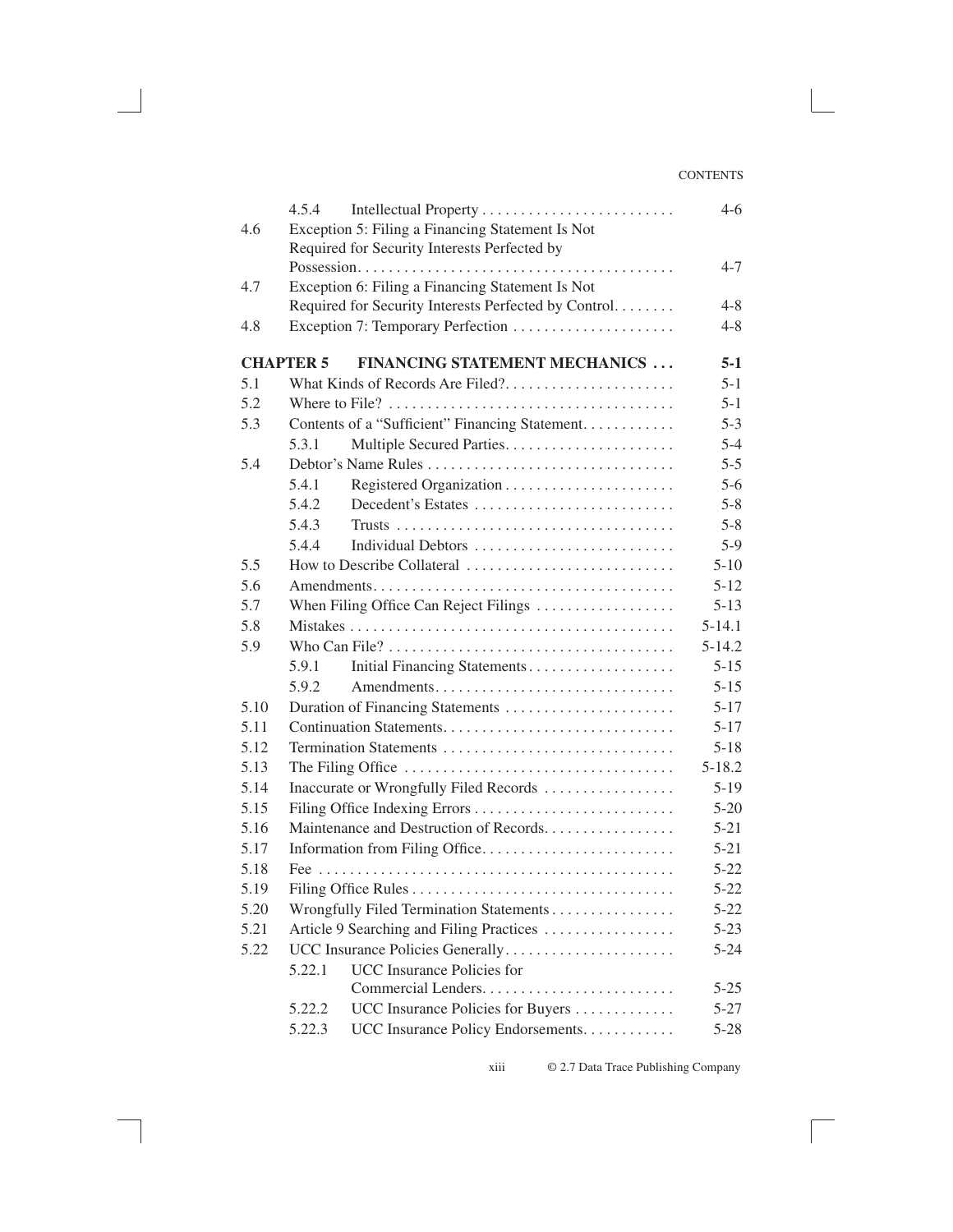| | | | |
|---|---|---|---|
| | 4.5.4 | Intellectual Property | 4-6 |
| 4.6 | | Exception 5: Filing a Financing Statement Is Not Required for Security Interests Perfected by Possession | 4-7 |
| 4.7 | | Exception 6: Filing a Financing Statement Is Not Required for Security Interests Perfected by Control | 4-8 |
| 4.8 | | Exception 7: Temporary Perfection | 4-8 |
| **CHAPTER 5** | | **FINANCING STATEMENT MECHANICS** | **5-1** |
| 5.1 | | What Kinds of Records Are Filed? | 5-1 |
| 5.2 | | Where to File? | 5-1 |
| 5.3 | | Contents of a “Sufficient” Financing Statement | 5-3 |
| | 5.3.1 | Multiple Secured Parties | 5-4 |
| 5.4 | | Debtor’s Name Rules | 5-5 |
| | 5.4.1 | Registered Organization | 5-6 |
| | 5.4.2 | Decedent’s Estates | 5-8 |
| | 5.4.3 | Trusts | 5-8 |
| | 5.4.4 | Individual Debtors | 5-9 |
| 5.5 | | How to Describe Collateral | 5-10 |
| 5.6 | | Amendments | 5-12 |
| 5.7 | | When Filing Office Can Reject Filings | 5-13 |
| 5.8 | | Mistakes | 5-14.1 |
| 5.9 | | Who Can File? | 5-14.2 |
| | 5.9.1 | Initial Financing Statements | 5-15 |
| | 5.9.2 | Amendments | 5-15 |
| 5.10 | | Duration of Financing Statements | 5-17 |
| 5.11 | | Continuation Statements | 5-17 |
| 5.12 | | Termination Statements | 5-18 |
| 5.13 | | The Filing Office | 5-18.2 |
| 5.14 | | Inaccurate or Wrongfully Filed Records | 5-19 |
| 5.15 | | Filing Office Indexing Errors | 5-20 |
| 5.16 | | Maintenance and Destruction of Records | 5-21 |
| 5.17 | | Information from Filing Office | 5-21 |
| 5.18 | | Fee | 5-22 |
| 5.19 | | Filing Office Rules | 5-22 |
| 5.20 | | Wrongfully Filed Termination Statements | 5-22 |
| 5.21 | | Article 9 Searching and Filing Practices | 5-23 |
| 5.22 | | UCC Insurance Policies Generally | 5-24 |
| | 5.22.1 | UCC Insurance Policies for Commercial Lenders | 5-25 |
| | 5.22.2 | UCC Insurance Policies for Buyers | 5-27 |
| | 5.22.3 | UCC Insurance Policy Endorsements | 5-28 |

© 2.7 Data Trace Publishing Company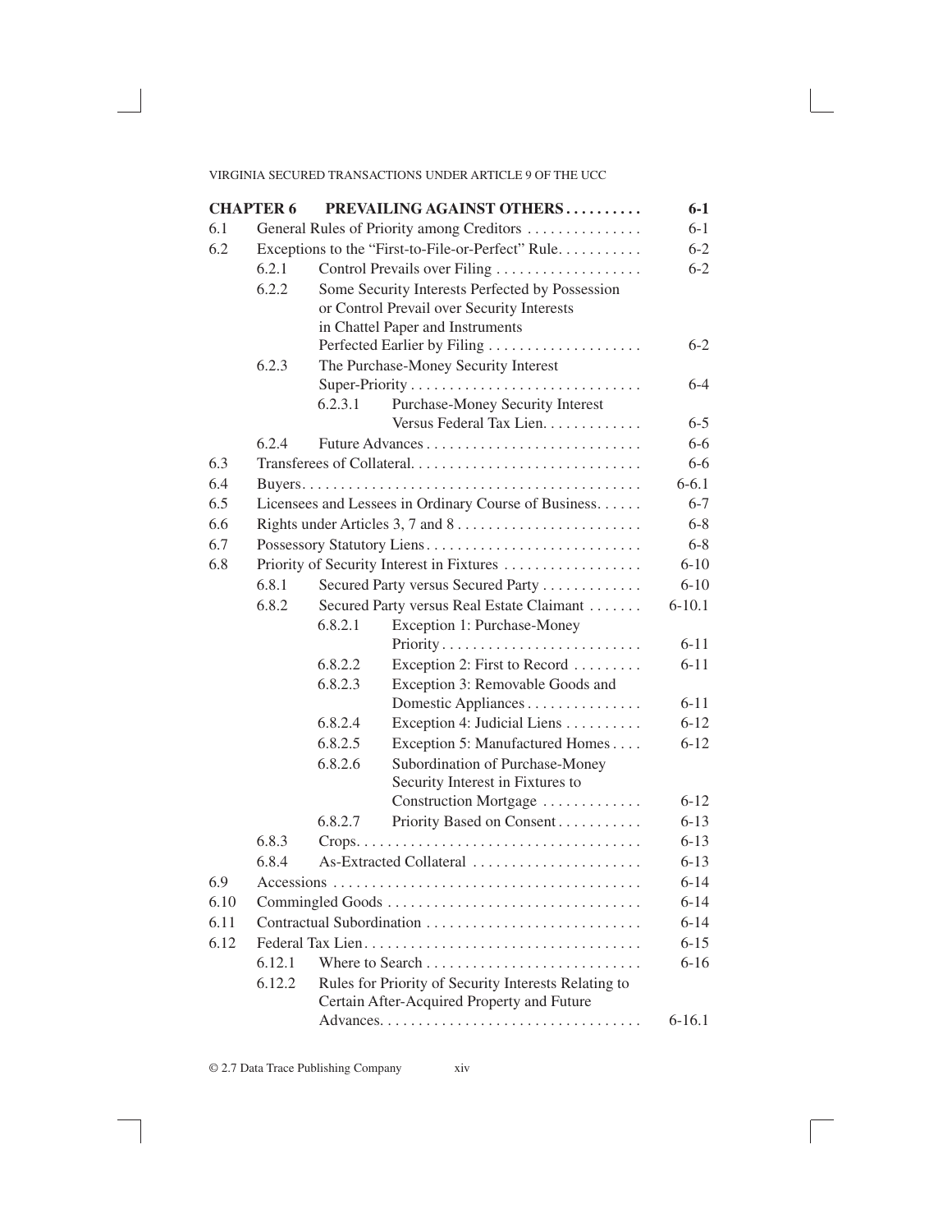| **CHAPTER 6** | | | **PREVAILING AGAINST OTHERS** | **6-1** |
| --- | --- | --- | --- | --- |
| 6.1 | General Rules of Priority among Creditors | | | 6-1 |
| 6.2 | Exceptions to the "First-to-File-or-Perfect" Rule | | | 6-2 |
| | 6.2.1 | Control Prevails over Filing | | 6-2 |
| | 6.2.2 | Some Security Interests Perfected by Possession or Control Prevail over Security Interests in Chattel Paper and Instruments Perfected Earlier by Filing | | 6-2 |
| | 6.2.3 | The Purchase-Money Security Interest Super-Priority | | 6-4 |
| | | 6.2.3.1 | Purchase-Money Security Interest Versus Federal Tax Lien | 6-5 |
| | 6.2.4 | Future Advances | | 6-6 |
| 6.3 | Transferees of Collateral | | | 6-6 |
| 6.4 | Buyers | | | 6-6.1 |
| 6.5 | Licensees and Lessees in Ordinary Course of Business | | | 6-7 |
| 6.6 | Rights under Articles 3, 7 and 8 | | | 6-8 |
| 6.7 | Possessory Statutory Liens | | | 6-8 |
| 6.8 | Priority of Security Interest in Fixtures | | | 6-10 |
| | 6.8.1 | Secured Party versus Secured Party | | 6-10 |
| | 6.8.2 | Secured Party versus Real Estate Claimant | | 6-10.1 |
| | | 6.8.2.1 | Exception 1: Purchase-Money Priority | 6-11 |
| | | 6.8.2.2 | Exception 2: First to Record | 6-11 |
| | | 6.8.2.3 | Exception 3: Removable Goods and Domestic Appliances | 6-11 |
| | | 6.8.2.4 | Exception 4: Judicial Liens | 6-12 |
| | | 6.8.2.5 | Exception 5: Manufactured Homes | 6-12 |
| | | 6.8.2.6 | Subordination of Purchase-Money Security Interest in Fixtures to Construction Mortgage | 6-12 |
| | | 6.8.2.7 | Priority Based on Consent | 6-13 |
| | 6.8.3 | Crops | | 6-13 |
| | 6.8.4 | As-Extracted Collateral | | 6-13 |
| 6.9 | Accessions | | | 6-14 |
| 6.10 | Commingled Goods | | | 6-14 |
| 6.11 | Contractual Subordination | | | 6-14 |
| 6.12 | Federal Tax Lien | | | 6-15 |
| | 6.12.1 | Where to Search | | 6-16 |
| | 6.12.2 | Rules for Priority of Security Interests Relating to Certain After-Acquired Property and Future Advances | | 6-16.1 |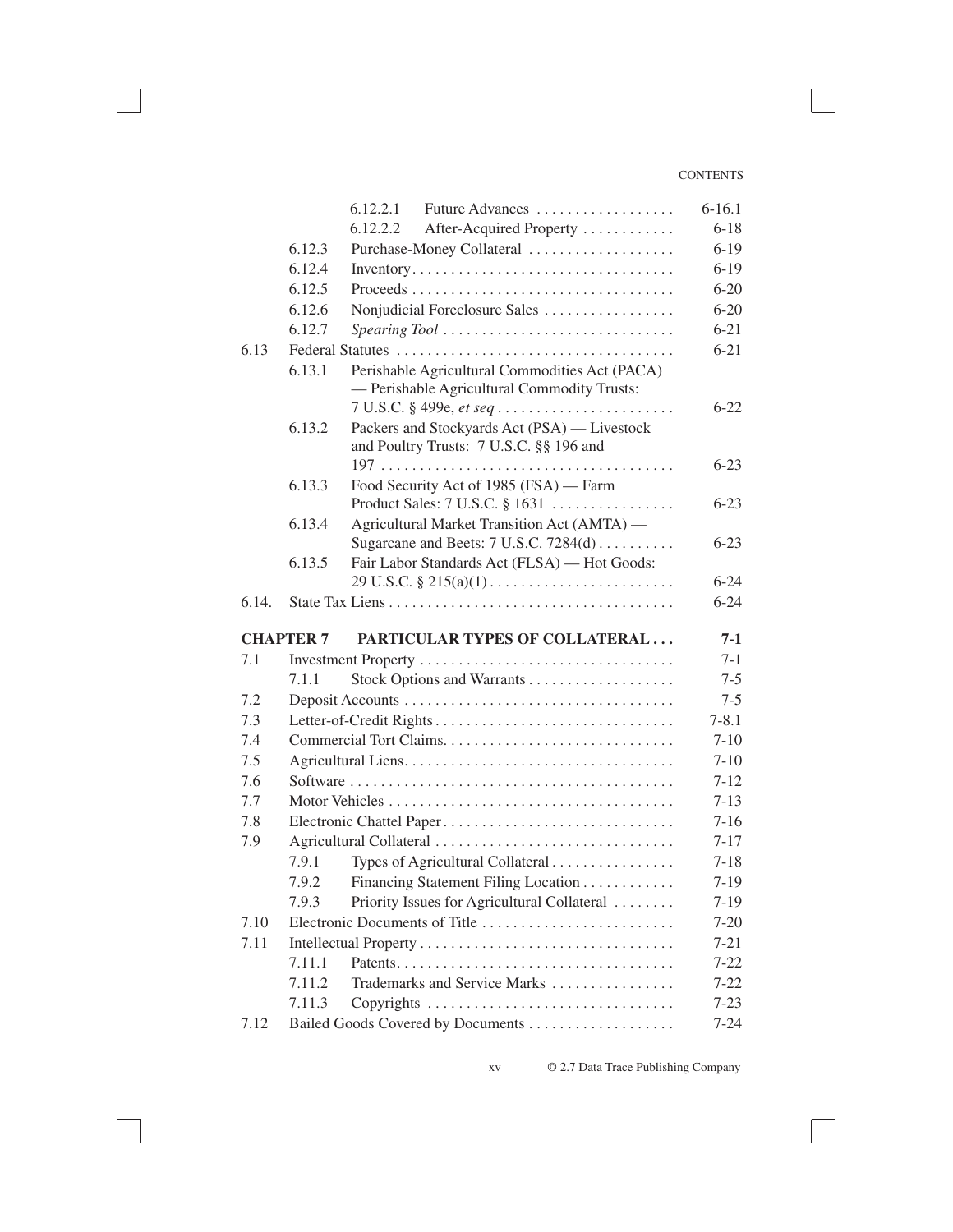| | | | |
|---|---|---|---|
| | 6.12.2.1 | Future Advances | 6-16.1 |
| | 6.12.2.2 | After-Acquired Property | 6-18 |
| | 6.12.3 | Purchase-Money Collateral | 6-19 |
| | 6.12.4 | Inventory | 6-19 |
| | 6.12.5 | Proceeds | 6-20 |
| | 6.12.6 | Nonjudicial Foreclosure Sales | 6-20 |
| | 6.12.7 | *Spearing Tool* | 6-21 |
| 6.13 | | Federal Statutes | 6-21 |
| | 6.13.1 | Perishable Agricultural Commodities Act (PACA) — Perishable Agricultural Commodity Trusts: 7 U.S.C. § 499e, *et seq* | 6-22 |
| | 6.13.2 | Packers and Stockyards Act (PSA) — Livestock and Poultry Trusts: 7 U.S.C. §§ 196 and 197 | 6-23 |
| | 6.13.3 | Food Security Act of 1985 (FSA) — Farm Product Sales: 7 U.S.C. § 1631 | 6-23 |
| | 6.13.4 | Agricultural Market Transition Act (AMTA) — Sugarcane and Beets: 7 U.S.C. 7284(d) | 6-23 |
| | 6.13.5 | Fair Labor Standards Act (FLSA) — Hot Goods: 29 U.S.C. § 215(a)(1) | 6-24 |
| 6.14. | | State Tax Liens | 6-24 |
| **CHAPTER 7** | | **PARTICULAR TYPES OF COLLATERAL** | **7-1** |
| 7.1 | | Investment Property | 7-1 |
| | 7.1.1 | Stock Options and Warrants | 7-5 |
| 7.2 | | Deposit Accounts | 7-5 |
| 7.3 | | Letter-of-Credit Rights | 7-8.1 |
| 7.4 | | Commercial Tort Claims | 7-10 |
| 7.5 | | Agricultural Liens | 7-10 |
| 7.6 | | Software | 7-12 |
| 7.7 | | Motor Vehicles | 7-13 |
| 7.8 | | Electronic Chattel Paper | 7-16 |
| 7.9 | | Agricultural Collateral | 7-17 |
| | 7.9.1 | Types of Agricultural Collateral | 7-18 |
| | 7.9.2 | Financing Statement Filing Location | 7-19 |
| | 7.9.3 | Priority Issues for Agricultural Collateral | 7-19 |
| 7.10 | | Electronic Documents of Title | 7-20 |
| 7.11 | | Intellectual Property | 7-21 |
| | 7.11.1 | Patents | 7-22 |
| | 7.11.2 | Trademarks and Service Marks | 7-22 |
| | 7.11.3 | Copyrights | 7-23 |
| 7.12 | | Bailed Goods Covered by Documents | 7-24 |

© 2.7 Data Trace Publishing Company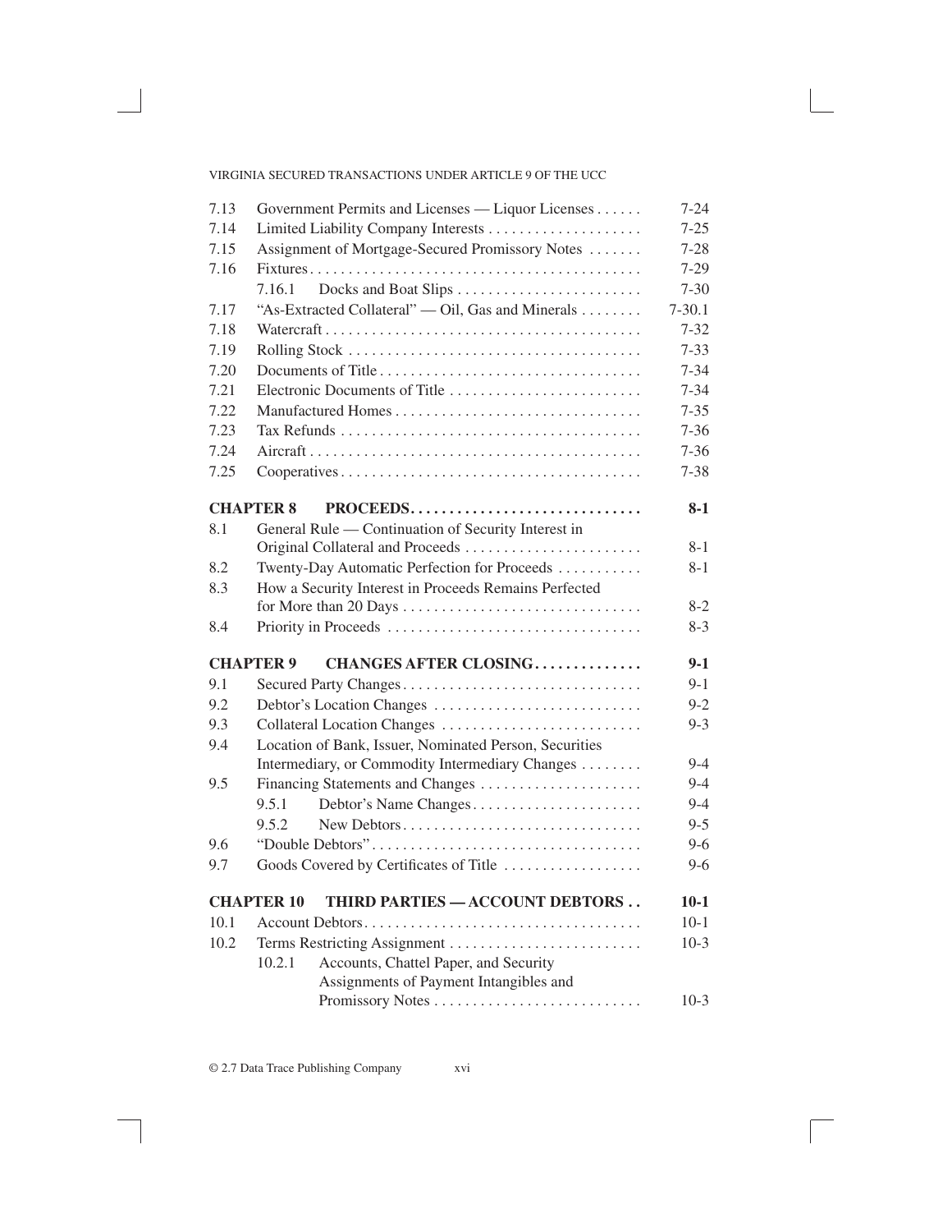| | | |
|---|---|---|
| 7.13 | Government Permits and Licenses — Liquor Licenses | 7-24 |
| 7.14 | Limited Liability Company Interests | 7-25 |
| 7.15 | Assignment of Mortgage-Secured Promissory Notes | 7-28 |
| 7.16 | Fixtures | 7-29 |
| | 7.16.1 Docks and Boat Slips | 7-30 |
| 7.17 | "As-Extracted Collateral" — Oil, Gas and Minerals | 7-30.1 |
| 7.18 | Watercraft | 7-32 |
| 7.19 | Rolling Stock | 7-33 |
| 7.20 | Documents of Title | 7-34 |
| 7.21 | Electronic Documents of Title | 7-34 |
| 7.22 | Manufactured Homes | 7-35 |
| 7.23 | Tax Refunds | 7-36 |
| 7.24 | Aircraft | 7-36 |
| 7.25 | Cooperatives | 7-38 |

**CHAPTER 8 PROCEEDS** — **8-1**

| | | |
|---|---|---|
| 8.1 | General Rule — Continuation of Security Interest in Original Collateral and Proceeds | 8-1 |
| 8.2 | Twenty-Day Automatic Perfection for Proceeds | 8-1 |
| 8.3 | How a Security Interest in Proceeds Remains Perfected for More than 20 Days | 8-2 |
| 8.4 | Priority in Proceeds | 8-3 |

**CHAPTER 9 CHANGES AFTER CLOSING** — **9-1**

| | | |
|---|---|---|
| 9.1 | Secured Party Changes | 9-1 |
| 9.2 | Debtor's Location Changes | 9-2 |
| 9.3 | Collateral Location Changes | 9-3 |
| 9.4 | Location of Bank, Issuer, Nominated Person, Securities Intermediary, or Commodity Intermediary Changes | 9-4 |
| 9.5 | Financing Statements and Changes | 9-4 |
| | 9.5.1 Debtor's Name Changes | 9-4 |
| | 9.5.2 New Debtors | 9-5 |
| 9.6 | "Double Debtors" | 9-6 |
| 9.7 | Goods Covered by Certificates of Title | 9-6 |

**CHAPTER 10 THIRD PARTIES — ACCOUNT DEBTORS** — **10-1**

| | | |
|---|---|---|
| 10.1 | Account Debtors | 10-1 |
| 10.2 | Terms Restricting Assignment | 10-3 |
| | 10.2.1 Accounts, Chattel Paper, and Security Assignments of Payment Intangibles and Promissory Notes | 10-3 |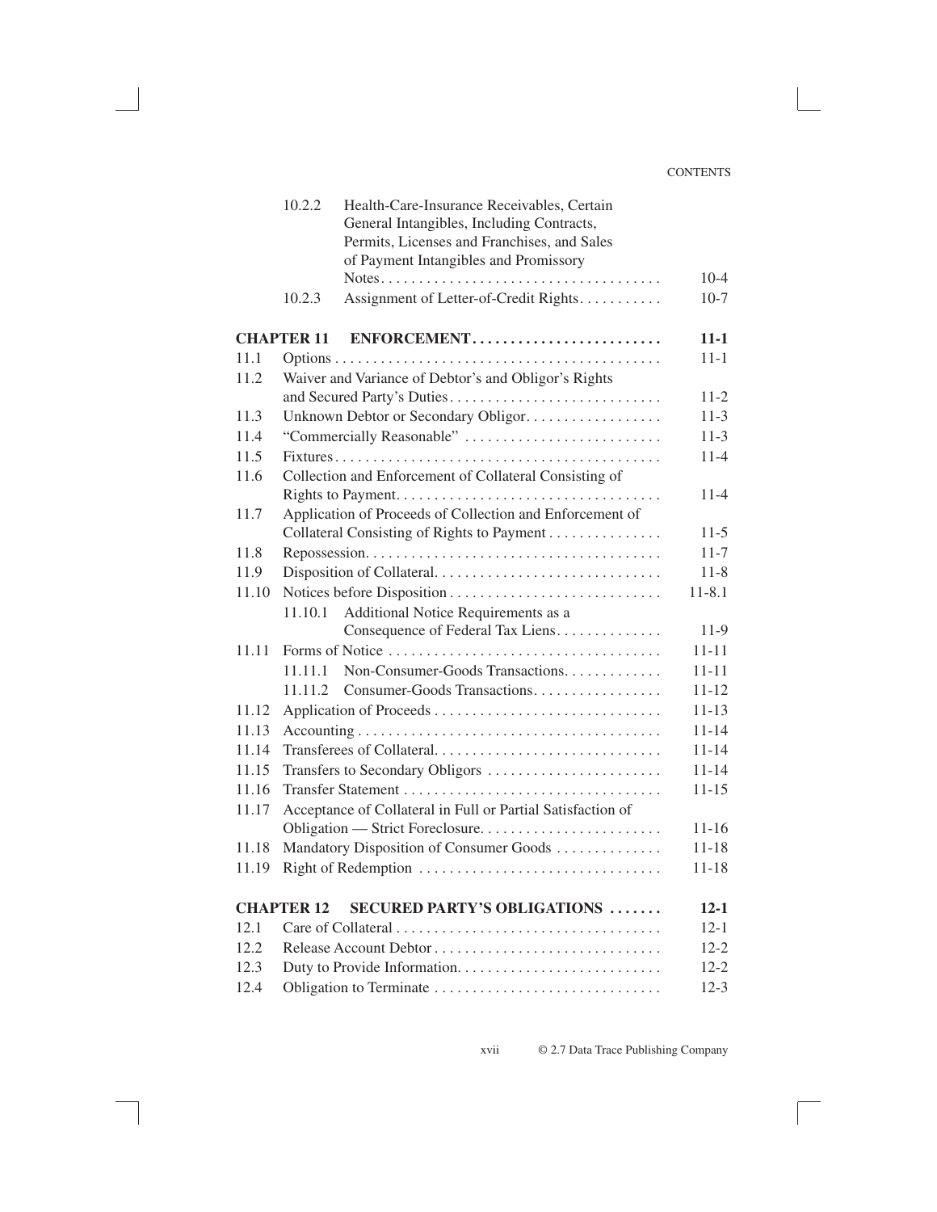| | | |
|---|---|---|
| 10.2.2 | Health-Care-Insurance Receivables, Certain General Intangibles, Including Contracts, Permits, Licenses and Franchises, and Sales of Payment Intangibles and Promissory Notes | 10-4 |
| 10.2.3 | Assignment of Letter-of-Credit Rights | 10-7 |

| | | |
|---|---|---|
| **CHAPTER 11** | **ENFORCEMENT** | **11-1** |
| 11.1 | Options | 11-1 |
| 11.2 | Waiver and Variance of Debtor's and Obligor's Rights and Secured Party's Duties | 11-2 |
| 11.3 | Unknown Debtor or Secondary Obligor | 11-3 |
| 11.4 | "Commercially Reasonable" | 11-3 |
| 11.5 | Fixtures | 11-4 |
| 11.6 | Collection and Enforcement of Collateral Consisting of Rights to Payment | 11-4 |
| 11.7 | Application of Proceeds of Collection and Enforcement of Collateral Consisting of Rights to Payment | 11-5 |
| 11.8 | Repossession | 11-7 |
| 11.9 | Disposition of Collateral | 11-8 |
| 11.10 | Notices before Disposition | 11-8.1 |
| 11.10.1 | Additional Notice Requirements as a Consequence of Federal Tax Liens | 11-9 |
| 11.11 | Forms of Notice | 11-11 |
| 11.11.1 | Non-Consumer-Goods Transactions | 11-11 |
| 11.11.2 | Consumer-Goods Transactions | 11-12 |
| 11.12 | Application of Proceeds | 11-13 |
| 11.13 | Accounting | 11-14 |
| 11.14 | Transferees of Collateral | 11-14 |
| 11.15 | Transfers to Secondary Obligors | 11-14 |
| 11.16 | Transfer Statement | 11-15 |
| 11.17 | Acceptance of Collateral in Full or Partial Satisfaction of Obligation — Strict Foreclosure | 11-16 |
| 11.18 | Mandatory Disposition of Consumer Goods | 11-18 |
| 11.19 | Right of Redemption | 11-18 |

| | | |
|---|---|---|
| **CHAPTER 12** | **SECURED PARTY'S OBLIGATIONS** | **12-1** |
| 12.1 | Care of Collateral | 12-1 |
| 12.2 | Release Account Debtor | 12-2 |
| 12.3 | Duty to Provide Information | 12-2 |
| 12.4 | Obligation to Terminate | 12-3 |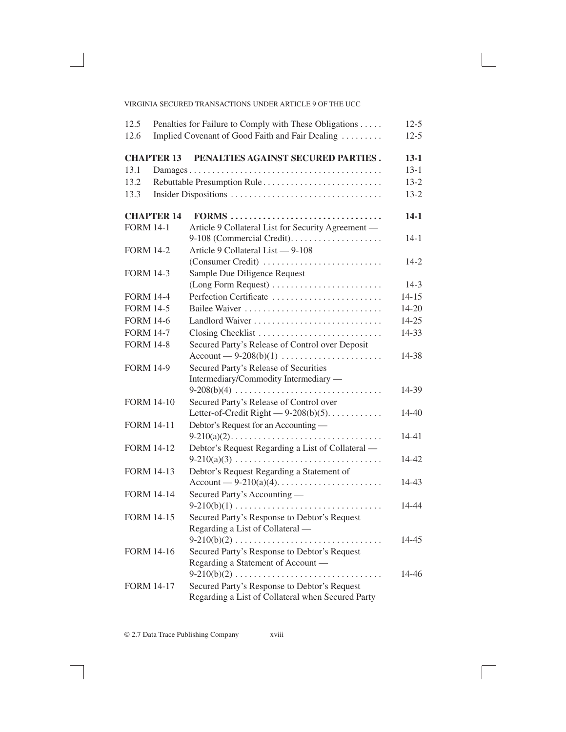| | | |
|---|---|---|
| 12.5 | Penalties for Failure to Comply with These Obligations | 12-5 |
| 12.6 | Implied Covenant of Good Faith and Fair Dealing | 12-5 |
| **CHAPTER 13** | **PENALTIES AGAINST SECURED PARTIES** | **13-1** |
| 13.1 | Damages | 13-1 |
| 13.2 | Rebuttable Presumption Rule | 13-2 |
| 13.3 | Insider Dispositions | 13-2 |
| **CHAPTER 14** | **FORMS** | **14-1** |
| FORM 14-1 | Article 9 Collateral List for Security Agreement — 9-108 (Commercial Credit) | 14-1 |
| FORM 14-2 | Article 9 Collateral List — 9-108 (Consumer Credit) | 14-2 |
| FORM 14-3 | Sample Due Diligence Request (Long Form Request) | 14-3 |
| FORM 14-4 | Perfection Certificate | 14-15 |
| FORM 14-5 | Bailee Waiver | 14-20 |
| FORM 14-6 | Landlord Waiver | 14-25 |
| FORM 14-7 | Closing Checklist | 14-33 |
| FORM 14-8 | Secured Party's Release of Control over Deposit Account — 9-208(b)(1) | 14-38 |
| FORM 14-9 | Secured Party's Release of Securities Intermediary/Commodity Intermediary — 9-208(b)(4) | 14-39 |
| FORM 14-10 | Secured Party's Release of Control over Letter-of-Credit Right — 9-208(b)(5) | 14-40 |
| FORM 14-11 | Debtor's Request for an Accounting — 9-210(a)(2) | 14-41 |
| FORM 14-12 | Debtor's Request Regarding a List of Collateral — 9-210(a)(3) | 14-42 |
| FORM 14-13 | Debtor's Request Regarding a Statement of Account — 9-210(a)(4) | 14-43 |
| FORM 14-14 | Secured Party's Accounting — 9-210(b)(1) | 14-44 |
| FORM 14-15 | Secured Party's Response to Debtor's Request Regarding a List of Collateral — 9-210(b)(2) | 14-45 |
| FORM 14-16 | Secured Party's Response to Debtor's Request Regarding a Statement of Account — 9-210(b)(2) | 14-46 |
| FORM 14-17 | Secured Party's Response to Debtor's Request Regarding a List of Collateral when Secured Party | |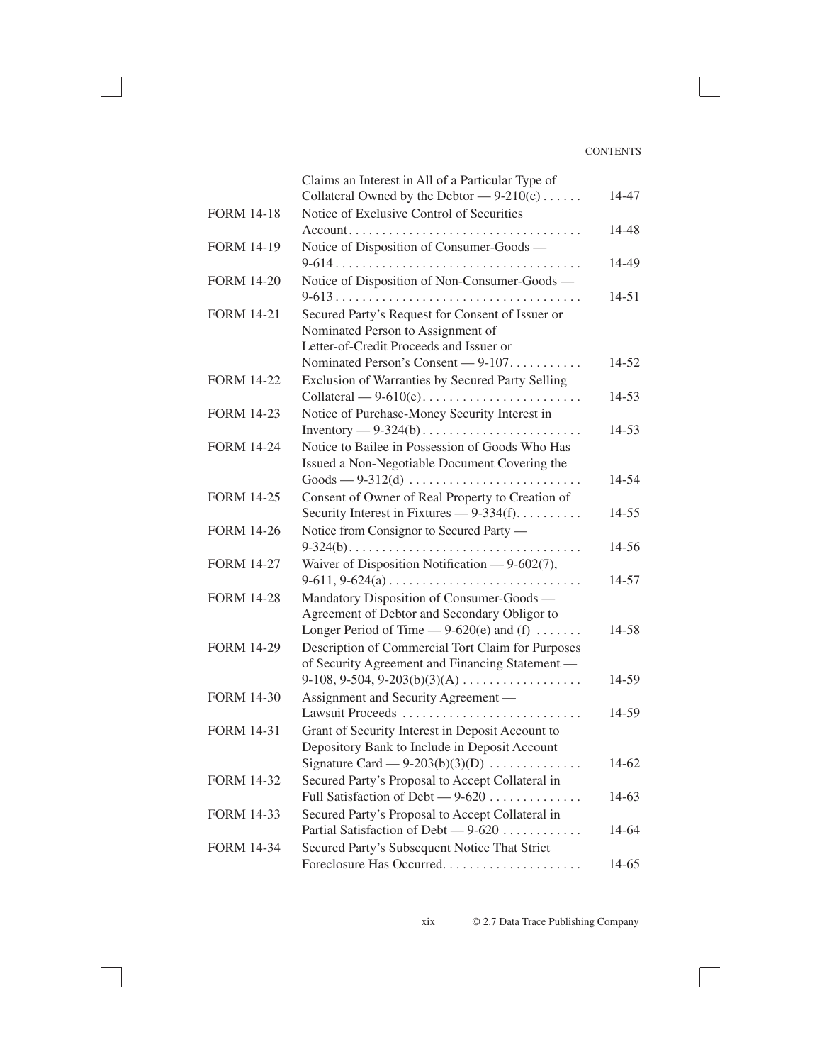| | | |
|---|---|---|
| | Claims an Interest in All of a Particular Type of Collateral Owned by the Debtor — 9-210(c) | 14-47 |
| FORM 14-18 | Notice of Exclusive Control of Securities Account | 14-48 |
| FORM 14-19 | Notice of Disposition of Consumer-Goods — 9-614 | 14-49 |
| FORM 14-20 | Notice of Disposition of Non-Consumer-Goods — 9-613 | 14-51 |
| FORM 14-21 | Secured Party's Request for Consent of Issuer or Nominated Person to Assignment of Letter-of-Credit Proceeds and Issuer or Nominated Person's Consent — 9-107 | 14-52 |
| FORM 14-22 | Exclusion of Warranties by Secured Party Selling Collateral — 9-610(e) | 14-53 |
| FORM 14-23 | Notice of Purchase-Money Security Interest in Inventory — 9-324(b) | 14-53 |
| FORM 14-24 | Notice to Bailee in Possession of Goods Who Has Issued a Non-Negotiable Document Covering the Goods — 9-312(d) | 14-54 |
| FORM 14-25 | Consent of Owner of Real Property to Creation of Security Interest in Fixtures — 9-334(f) | 14-55 |
| FORM 14-26 | Notice from Consignor to Secured Party — 9-324(b) | 14-56 |
| FORM 14-27 | Waiver of Disposition Notification — 9-602(7), 9-611, 9-624(a) | 14-57 |
| FORM 14-28 | Mandatory Disposition of Consumer-Goods — Agreement of Debtor and Secondary Obligor to Longer Period of Time — 9-620(e) and (f) | 14-58 |
| FORM 14-29 | Description of Commercial Tort Claim for Purposes of Security Agreement and Financing Statement — 9-108, 9-504, 9-203(b)(3)(A) | 14-59 |
| FORM 14-30 | Assignment and Security Agreement — Lawsuit Proceeds | 14-59 |
| FORM 14-31 | Grant of Security Interest in Deposit Account to Depository Bank to Include in Deposit Account Signature Card — 9-203(b)(3)(D) | 14-62 |
| FORM 14-32 | Secured Party's Proposal to Accept Collateral in Full Satisfaction of Debt — 9-620 | 14-63 |
| FORM 14-33 | Secured Party's Proposal to Accept Collateral in Partial Satisfaction of Debt — 9-620 | 14-64 |
| FORM 14-34 | Secured Party's Subsequent Notice That Strict Foreclosure Has Occurred | 14-65 |

© 2.7 Data Trace Publishing Company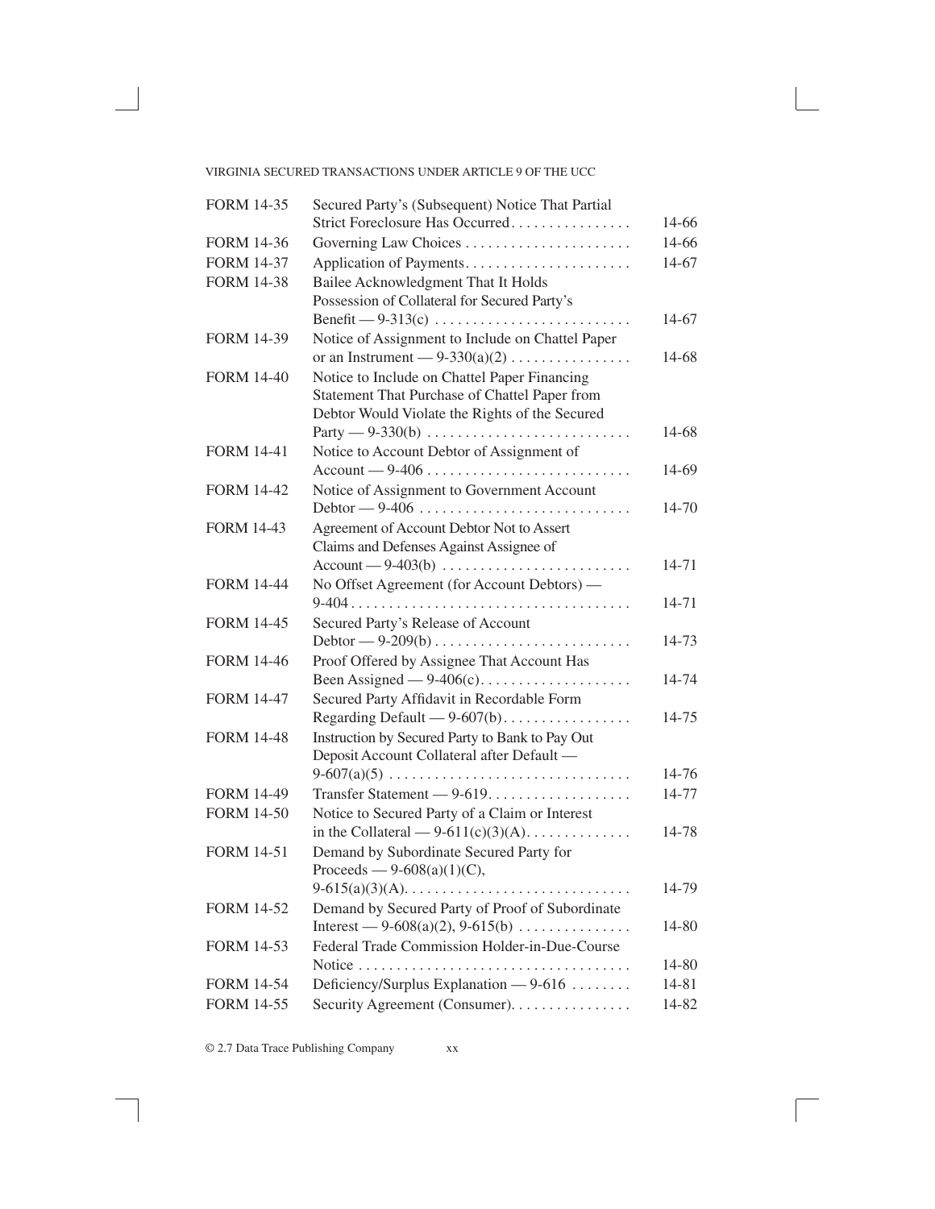| | | |
|---|---|---|
| FORM 14-35 | Secured Party's (Subsequent) Notice That Partial Strict Foreclosure Has Occurred | 14-66 |
| FORM 14-36 | Governing Law Choices | 14-66 |
| FORM 14-37 | Application of Payments | 14-67 |
| FORM 14-38 | Bailee Acknowledgment That It Holds Possession of Collateral for Secured Party's Benefit — 9-313(c) | 14-67 |
| FORM 14-39 | Notice of Assignment to Include on Chattel Paper or an Instrument — 9-330(a)(2) | 14-68 |
| FORM 14-40 | Notice to Include on Chattel Paper Financing Statement That Purchase of Chattel Paper from Debtor Would Violate the Rights of the Secured Party — 9-330(b) | 14-68 |
| FORM 14-41 | Notice to Account Debtor of Assignment of Account — 9-406 | 14-69 |
| FORM 14-42 | Notice of Assignment to Government Account Debtor — 9-406 | 14-70 |
| FORM 14-43 | Agreement of Account Debtor Not to Assert Claims and Defenses Against Assignee of Account — 9-403(b) | 14-71 |
| FORM 14-44 | No Offset Agreement (for Account Debtors) — 9-404 | 14-71 |
| FORM 14-45 | Secured Party's Release of Account Debtor — 9-209(b) | 14-73 |
| FORM 14-46 | Proof Offered by Assignee That Account Has Been Assigned — 9-406(c) | 14-74 |
| FORM 14-47 | Secured Party Affidavit in Recordable Form Regarding Default — 9-607(b) | 14-75 |
| FORM 14-48 | Instruction by Secured Party to Bank to Pay Out Deposit Account Collateral after Default — 9-607(a)(5) | 14-76 |
| FORM 14-49 | Transfer Statement — 9-619 | 14-77 |
| FORM 14-50 | Notice to Secured Party of a Claim or Interest in the Collateral — 9-611(c)(3)(A) | 14-78 |
| FORM 14-51 | Demand by Subordinate Secured Party for Proceeds — 9-608(a)(1)(C), 9-615(a)(3)(A) | 14-79 |
| FORM 14-52 | Demand by Secured Party of Proof of Subordinate Interest — 9-608(a)(2), 9-615(b) | 14-80 |
| FORM 14-53 | Federal Trade Commission Holder-in-Due-Course Notice | 14-80 |
| FORM 14-54 | Deficiency/Surplus Explanation — 9-616 | 14-81 |
| FORM 14-55 | Security Agreement (Consumer) | 14-82 |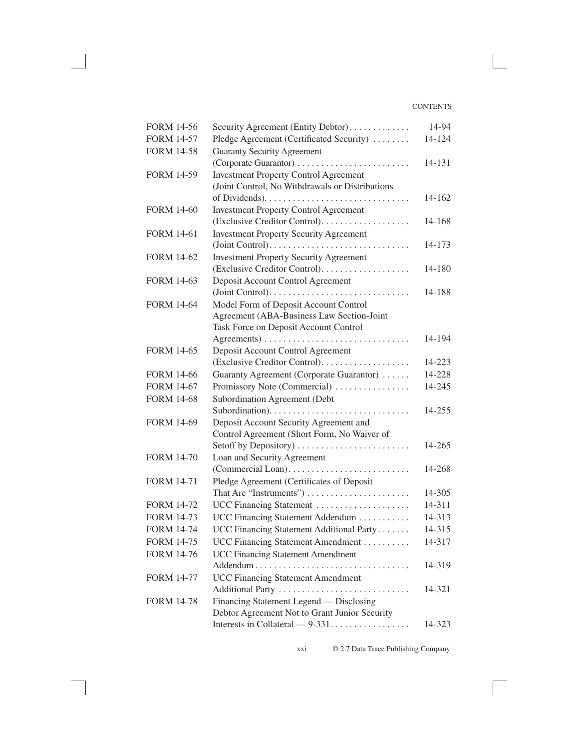| | | |
|---|---|---|
| FORM 14-56 | Security Agreement (Entity Debtor) | 14-94 |
| FORM 14-57 | Pledge Agreement (Certificated Security) | 14-124 |
| FORM 14-58 | Guaranty Security Agreement (Corporate Guarantor) | 14-131 |
| FORM 14-59 | Investment Property Control Agreement (Joint Control, No Withdrawals or Distributions of Dividends) | 14-162 |
| FORM 14-60 | Investment Property Control Agreement (Exclusive Creditor Control) | 14-168 |
| FORM 14-61 | Investment Property Security Agreement (Joint Control) | 14-173 |
| FORM 14-62 | Investment Property Security Agreement (Exclusive Creditor Control) | 14-180 |
| FORM 14-63 | Deposit Account Control Agreement (Joint Control) | 14-188 |
| FORM 14-64 | Model Form of Deposit Account Control Agreement (ABA-Business Law Section-Joint Task Force on Deposit Account Control Agreements) | 14-194 |
| FORM 14-65 | Deposit Account Control Agreement (Exclusive Creditor Control) | 14-223 |
| FORM 14-66 | Guaranty Agreement (Corporate Guarantor) | 14-228 |
| FORM 14-67 | Promissory Note (Commercial) | 14-245 |
| FORM 14-68 | Subordination Agreement (Debt Subordination) | 14-255 |
| FORM 14-69 | Deposit Account Security Agreement and Control Agreement (Short Form, No Waiver of Setoff by Depository) | 14-265 |
| FORM 14-70 | Loan and Security Agreement (Commercial Loan) | 14-268 |
| FORM 14-71 | Pledge Agreement (Certificates of Deposit That Are "Instruments") | 14-305 |
| FORM 14-72 | UCC Financing Statement | 14-311 |
| FORM 14-73 | UCC Financing Statement Addendum | 14-313 |
| FORM 14-74 | UCC Financing Statement Additional Party | 14-315 |
| FORM 14-75 | UCC Financing Statement Amendment | 14-317 |
| FORM 14-76 | UCC Financing Statement Amendment Addendum | 14-319 |
| FORM 14-77 | UCC Financing Statement Amendment Additional Party | 14-321 |
| FORM 14-78 | Financing Statement Legend — Disclosing Debtor Agreement Not to Grant Junior Security Interests in Collateral — 9-331 | 14-323 |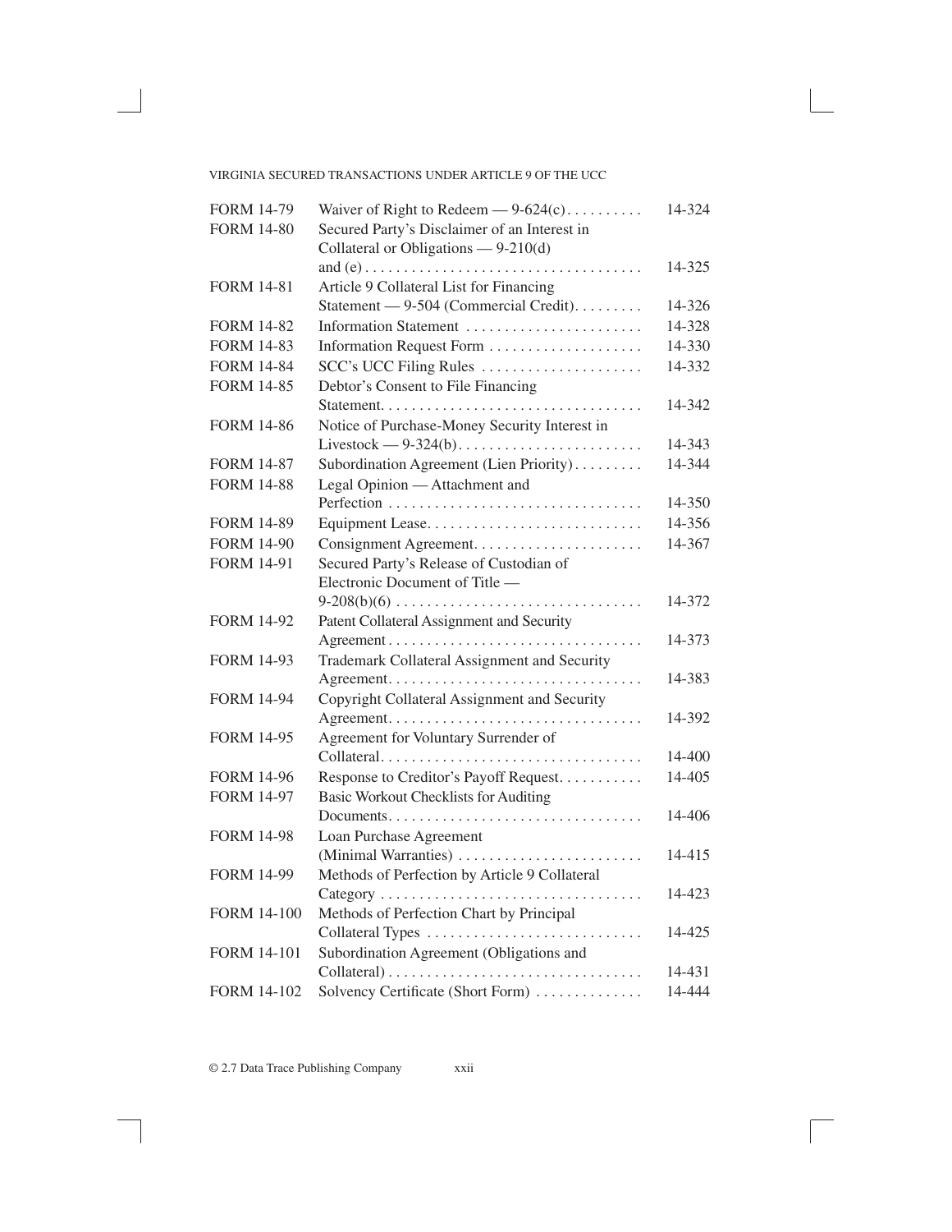| | | |
|---|---|---|
| FORM 14-79 | Waiver of Right to Redeem — 9-624(c) | 14-324 |
| FORM 14-80 | Secured Party's Disclaimer of an Interest in Collateral or Obligations — 9-210(d) and (e) | 14-325 |
| FORM 14-81 | Article 9 Collateral List for Financing Statement — 9-504 (Commercial Credit) | 14-326 |
| FORM 14-82 | Information Statement | 14-328 |
| FORM 14-83 | Information Request Form | 14-330 |
| FORM 14-84 | SCC's UCC Filing Rules | 14-332 |
| FORM 14-85 | Debtor's Consent to File Financing Statement | 14-342 |
| FORM 14-86 | Notice of Purchase-Money Security Interest in Livestock — 9-324(b) | 14-343 |
| FORM 14-87 | Subordination Agreement (Lien Priority) | 14-344 |
| FORM 14-88 | Legal Opinion — Attachment and Perfection | 14-350 |
| FORM 14-89 | Equipment Lease | 14-356 |
| FORM 14-90 | Consignment Agreement | 14-367 |
| FORM 14-91 | Secured Party's Release of Custodian of Electronic Document of Title — 9-208(b)(6) | 14-372 |
| FORM 14-92 | Patent Collateral Assignment and Security Agreement | 14-373 |
| FORM 14-93 | Trademark Collateral Assignment and Security Agreement | 14-383 |
| FORM 14-94 | Copyright Collateral Assignment and Security Agreement | 14-392 |
| FORM 14-95 | Agreement for Voluntary Surrender of Collateral | 14-400 |
| FORM 14-96 | Response to Creditor's Payoff Request | 14-405 |
| FORM 14-97 | Basic Workout Checklists for Auditing Documents | 14-406 |
| FORM 14-98 | Loan Purchase Agreement (Minimal Warranties) | 14-415 |
| FORM 14-99 | Methods of Perfection by Article 9 Collateral Category | 14-423 |
| FORM 14-100 | Methods of Perfection Chart by Principal Collateral Types | 14-425 |
| FORM 14-101 | Subordination Agreement (Obligations and Collateral) | 14-431 |
| FORM 14-102 | Solvency Certificate (Short Form) | 14-444 |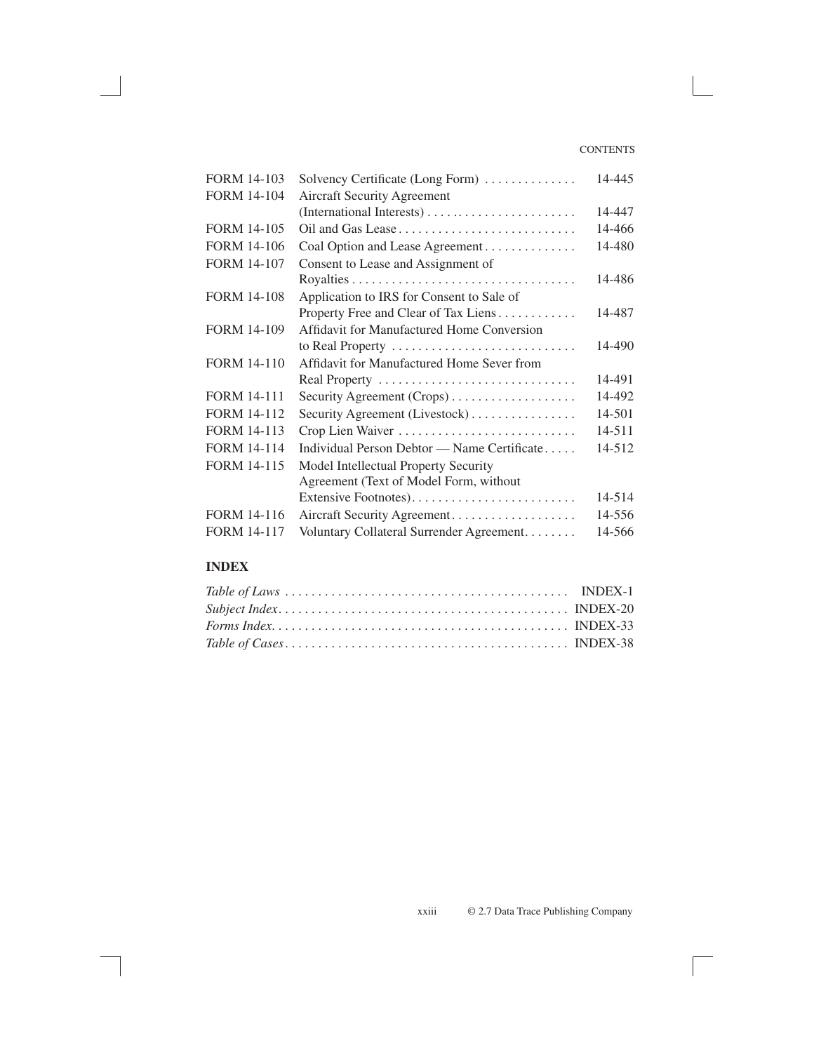| | | |
|---|---|---|
| FORM 14-103 | Solvency Certificate (Long Form) | 14-445 |
| FORM 14-104 | Aircraft Security Agreement (International Interests) | 14-447 |
| FORM 14-105 | Oil and Gas Lease | 14-466 |
| FORM 14-106 | Coal Option and Lease Agreement | 14-480 |
| FORM 14-107 | Consent to Lease and Assignment of Royalties | 14-486 |
| FORM 14-108 | Application to IRS for Consent to Sale of Property Free and Clear of Tax Liens | 14-487 |
| FORM 14-109 | Affidavit for Manufactured Home Conversion to Real Property | 14-490 |
| FORM 14-110 | Affidavit for Manufactured Home Sever from Real Property | 14-491 |
| FORM 14-111 | Security Agreement (Crops) | 14-492 |
| FORM 14-112 | Security Agreement (Livestock) | 14-501 |
| FORM 14-113 | Crop Lien Waiver | 14-511 |
| FORM 14-114 | Individual Person Debtor — Name Certificate | 14-512 |
| FORM 14-115 | Model Intellectual Property Security Agreement (Text of Model Form, without Extensive Footnotes) | 14-514 |
| FORM 14-116 | Aircraft Security Agreement | 14-556 |
| FORM 14-117 | Voluntary Collateral Surrender Agreement | 14-566 |

**INDEX**

| | |
|---|---|
| *Table of Laws* | INDEX-1 |
| *Subject Index* | INDEX-20 |
| *Forms Index* | INDEX-33 |
| *Table of Cases* | INDEX-38 |